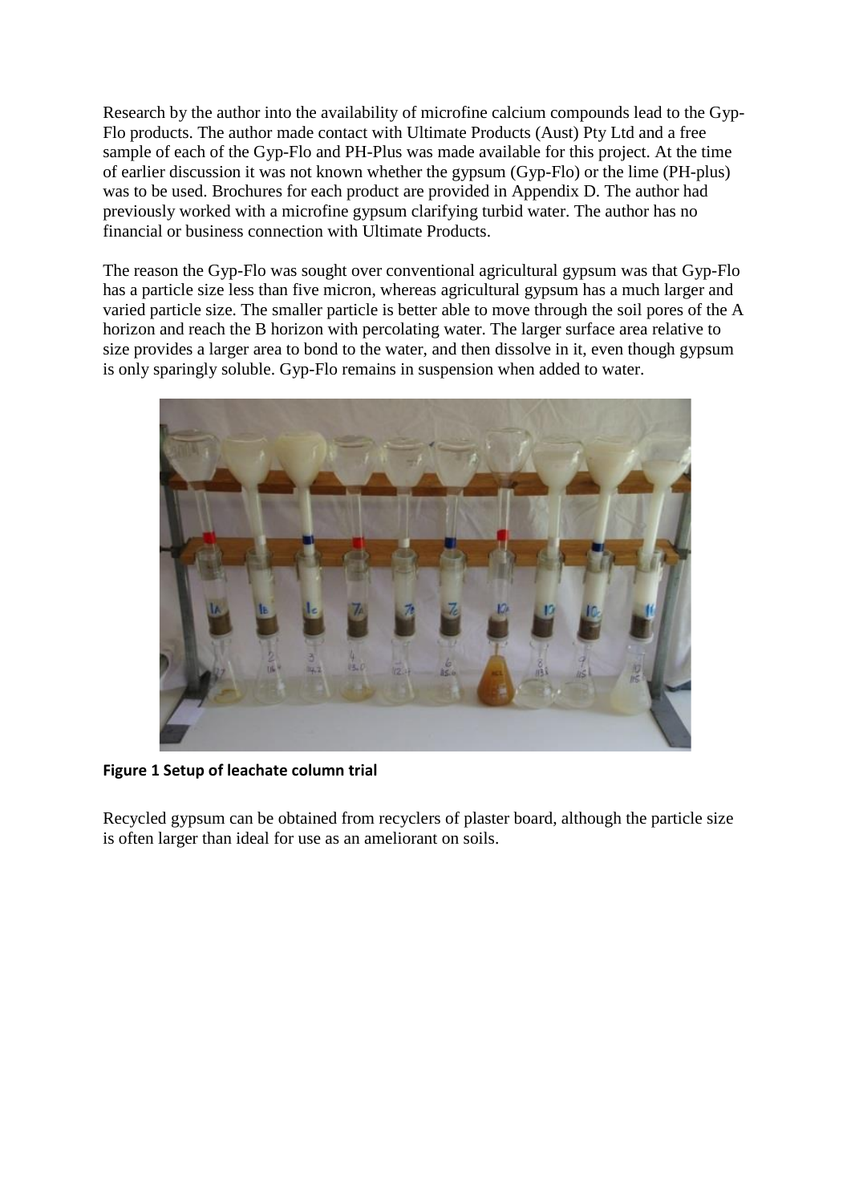Research by the author into the availability of microfine calcium compounds lead to the Gyp-Flo products. The author made contact with Ultimate Products (Aust) Pty Ltd and a free sample of each of the Gyp-Flo and PH-Plus was made available for this project. At the time of earlier discussion it was not known whether the gypsum (Gyp-Flo) or the lime (PH-plus) was to be used. Brochures for each product are provided in Appendix D. The author had previously worked with a microfine gypsum clarifying turbid water. The author has no financial or business connection with Ultimate Products.

The reason the Gyp-Flo was sought over conventional agricultural gypsum was that Gyp-Flo has a particle size less than five micron, whereas agricultural gypsum has a much larger and varied particle size. The smaller particle is better able to move through the soil pores of the A horizon and reach the B horizon with percolating water. The larger surface area relative to size provides a larger area to bond to the water, and then dissolve in it, even though gypsum is only sparingly soluble. Gyp-Flo remains in suspension when added to water.

**Figure 1 Setup of leachate column trial**

Recycled gypsum can be obtained from recyclers of plaster board, although the particle size is often larger than ideal for use as an ameliorant on soils.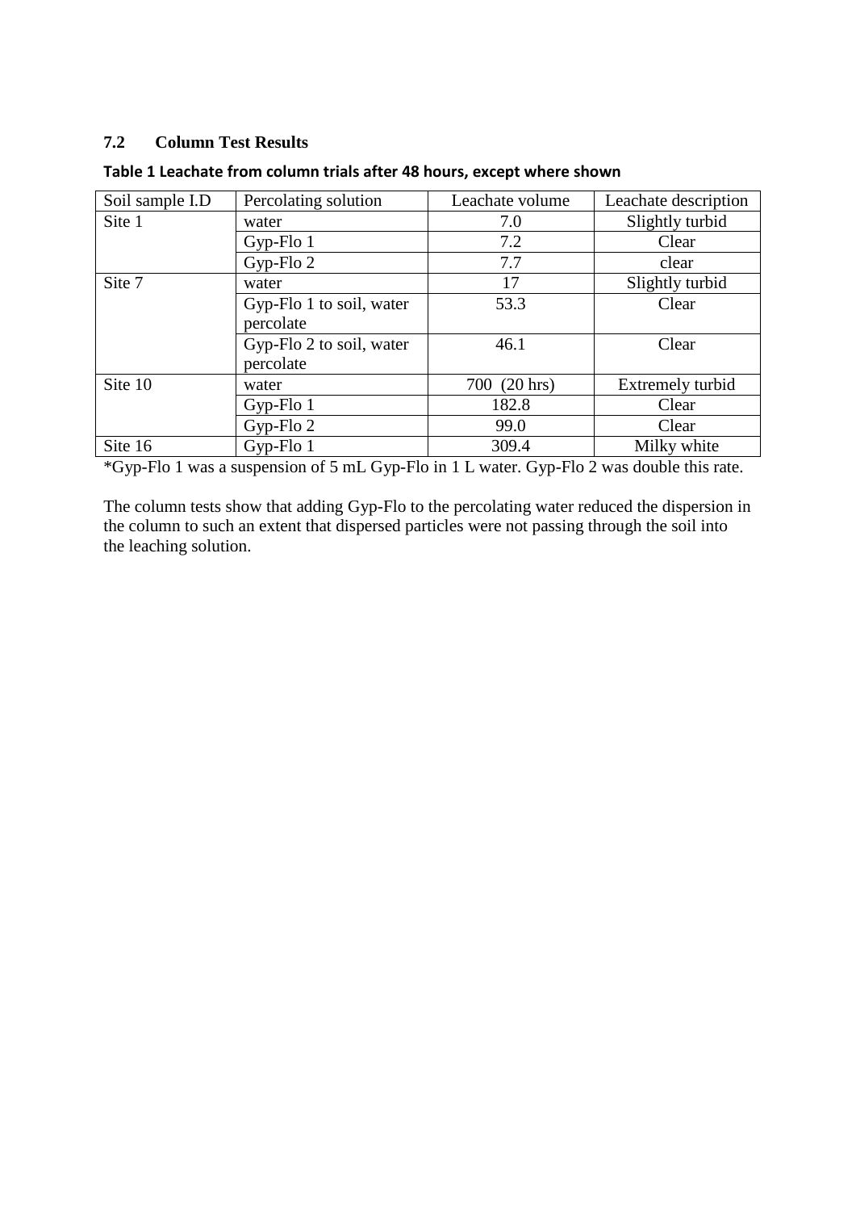### 7.2 Column Test Results

**Table 1 Leachate from column trials after 48 hours, except where shown**

| Soil sample I.D | Percolating solution | Leachate volume | Leachate description |
|---|---|---|---|
| Site 1 | water | 7.0 | Slightly turbid |
| | Gyp-Flo 1 | 7.2 | Clear |
| | Gyp-Flo 2 | 7.7 | clear |
| Site 7 | water | 17 | Slightly turbid |
| | Gyp-Flo 1 to soil, water percolate | 53.3 | Clear |
| | Gyp-Flo 2 to soil, water percolate | 46.1 | Clear |
| Site 10 | water | 700 (20 hrs) | Extremely turbid |
| | Gyp-Flo 1 | 182.8 | Clear |
| | Gyp-Flo 2 | 99.0 | Clear |
| Site 16 | Gyp-Flo 1 | 309.4 | Milky white |

*Gyp-Flo 1 was a suspension of 5 mL Gyp-Flo in 1 L water. Gyp-Flo 2 was double this rate.

The column tests show that adding Gyp-Flo to the percolating water reduced the dispersion in the column to such an extent that dispersed particles were not passing through the soil into the leaching solution.